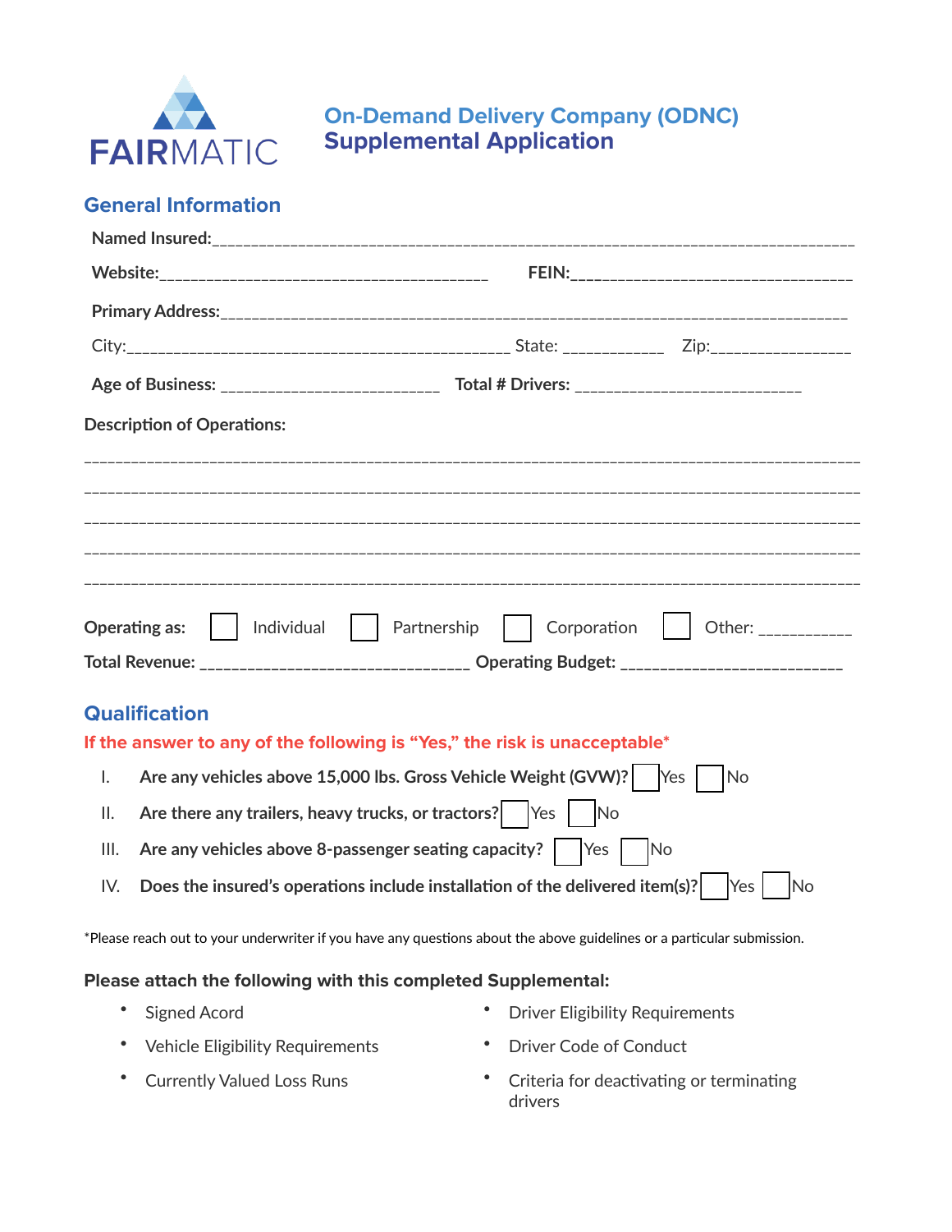FAIRMATIC

# On-Demand Delivery Company (ODNC)
# Supplemental Application

## General Information

**Named Insured:**______________________________________________________________________________

**Website:**________________________________________ **FEIN:**__________________________________

**Primary Address:**___________________________________________________________________________

City:_______________________________________________ State: ____________ Zip:_________________

**Age of Business:** __________________________ **Total # Drivers:** ___________________________

**Description of Operations:**

______________________________________________________________________________________________

______________________________________________________________________________________________

______________________________________________________________________________________________

______________________________________________________________________________________________

______________________________________________________________________________________________

**Operating as:** ☐ Individual ☐ Partnership ☐ Corporation ☐ Other: ___________

**Total Revenue:** _________________________________ **Operating Budget:** ___________________________

## Qualification

**If the answer to any of the following is "Yes," the risk is unacceptable***

I. **Are any vehicles above 15,000 lbs. Gross Vehicle Weight (GVW)?** ☐ Yes ☐ No

II. **Are there any trailers, heavy trucks, or tractors?** ☐ Yes ☐ No

III. **Are any vehicles above 8-passenger seating capacity?** ☐ Yes ☐ No

IV. **Does the insured's operations include installation of the delivered item(s)?** ☐ Yes ☐ No

*Please reach out to your underwriter if you have any questions about the above guidelines or a particular submission.

**Please attach the following with this completed Supplemental:**

- Signed Acord
- Vehicle Eligibility Requirements
- Currently Valued Loss Runs
- Driver Eligibility Requirements
- Driver Code of Conduct
- Criteria for deactivating or terminating drivers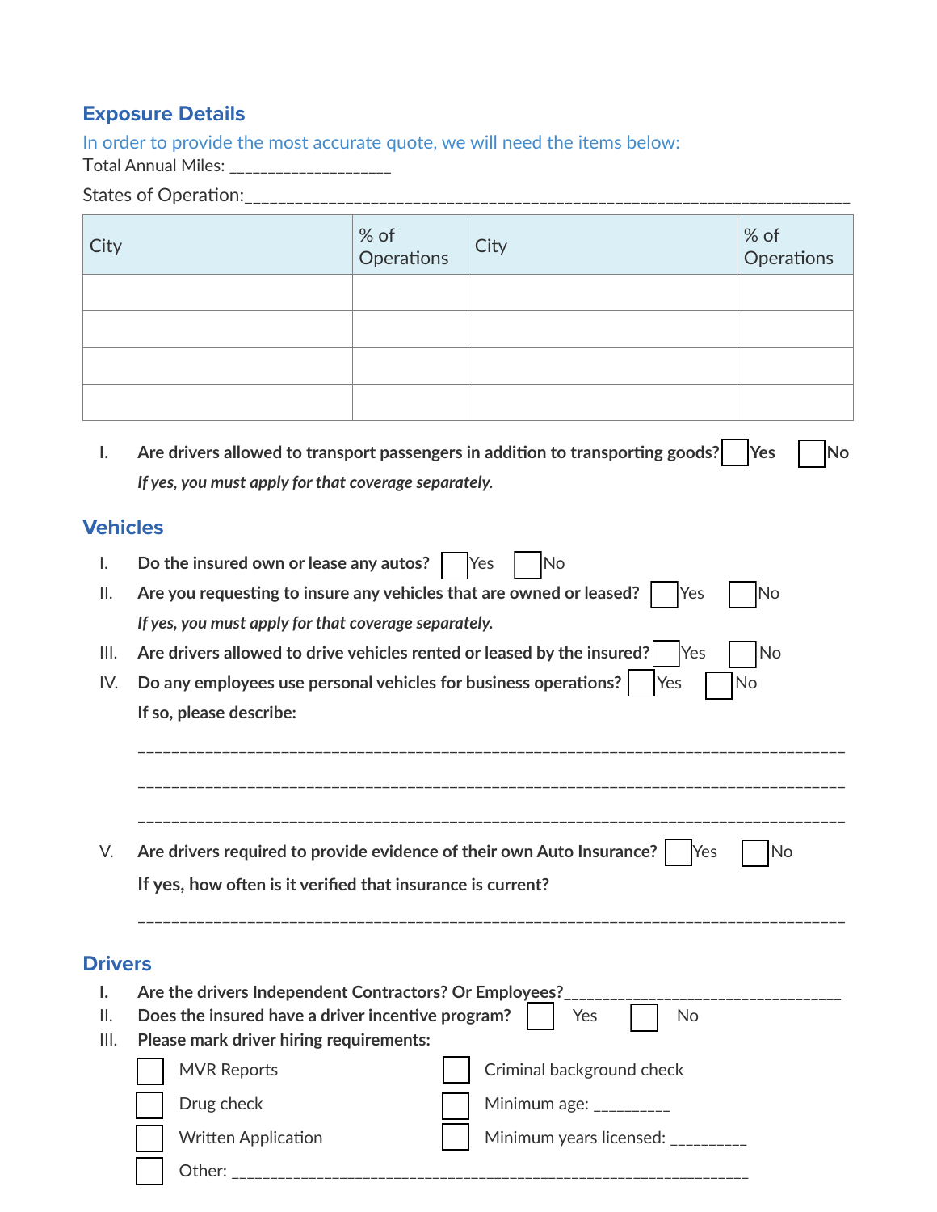## Exposure Details

In order to provide the most accurate quote, we will need the items below:

Total Annual Miles: ____________________

States of Operation:______________________________________________________________________

| City | % of Operations | City | % of Operations |
|---|---|---|---|
| | | | |
| | | | |
| | | | |
| | | | |

**I. Are drivers allowed to transport passengers in addition to transporting goods?** ☐ **Yes** ☐ **No**

***If yes, you must apply for that coverage separately.***

## Vehicles

I. **Do the insured own or lease any autos?** ☐ Yes ☐ No

II. **Are you requesting to insure any vehicles that are owned or leased?** ☐ Yes ☐ No

***If yes, you must apply for that coverage separately.***

III. **Are drivers allowed to drive vehicles rented or leased by the insured?** ☐ Yes ☐ No

IV. **Do any employees use personal vehicles for business operations?** ☐ Yes ☐ No

**If so, please describe:**

_________________________________________________________________________________

_________________________________________________________________________________

_________________________________________________________________________________

V. **Are drivers required to provide evidence of their own Auto Insurance?** ☐ Yes ☐ No

**If yes, how often is it verified that insurance is current?**

_________________________________________________________________________________

## Drivers

**I. Are the drivers Independent Contractors? Or Employees?**_________________________________

II. **Does the insured have a driver incentive program?** ☐ Yes ☐ No

III. **Please mark driver hiring requirements:**

☐ MVR Reports

☐ Drug check

☐ Written Application

☐ Other: _____________________________________________________________

☐ Criminal background check

☐ Minimum age: _________

☐ Minimum years licensed: _________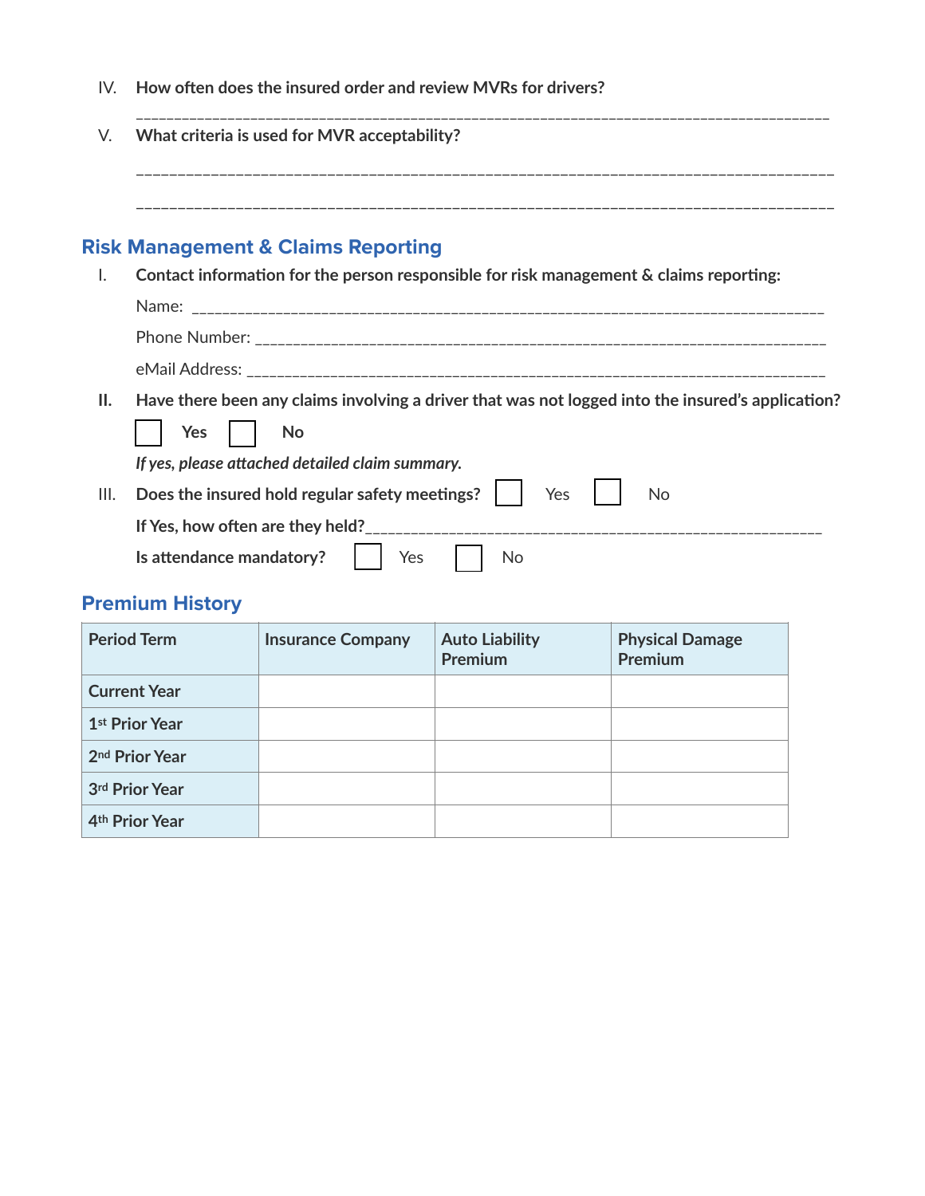IV. **How often does the insured order and review MVRs for drivers?**

_______________________________________________________________________________________

V. **What criteria is used for MVR acceptability?**

_______________________________________________________________________________________

_______________________________________________________________________________________

## Risk Management & Claims Reporting

I. **Contact information for the person responsible for risk management & claims reporting:**

Name: ___________________________________________________________________________

Phone Number: ____________________________________________________________________

eMail Address: ____________________________________________________________________

II. **Have there been any claims involving a driver that was not logged into the insured's application?**

☐ **Yes** ☐ **No**

***If yes, please attached detailed claim summary.***

III. **Does the insured hold regular safety meetings?** ☐ Yes ☐ No

**If Yes, how often are they held?**_____________________________________________________

**Is attendance mandatory?** ☐ Yes ☐ No

## Premium History

| Period Term | Insurance Company | Auto Liability Premium | Physical Damage Premium |
|---|---|---|---|
| Current Year | | | |
| 1st Prior Year | | | |
| 2nd Prior Year | | | |
| 3rd Prior Year | | | |
| 4th Prior Year | | | |